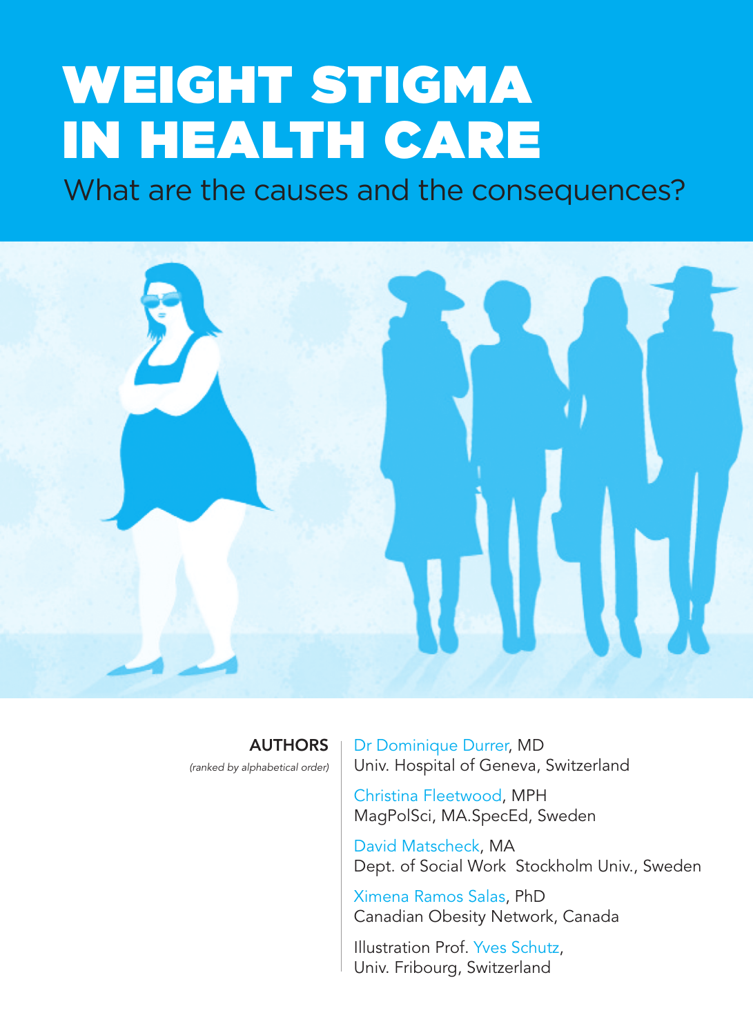# WEIGHT STIGMA IN HEALTH CARE

## What are the causes and the consequences?

**AUTHORS**
*(ranked by alphabetical order)*

Dr Dominique Durrer, MD
Univ. Hospital of Geneva, Switzerland

Christina Fleetwood, MPH
MagPolSci, MA.SpecEd, Sweden

David Matscheck, MA
Dept. of Social Work Stockholm Univ., Sweden

Ximena Ramos Salas, PhD
Canadian Obesity Network, Canada

Illustration Prof. Yves Schutz,
Univ. Fribourg, Switzerland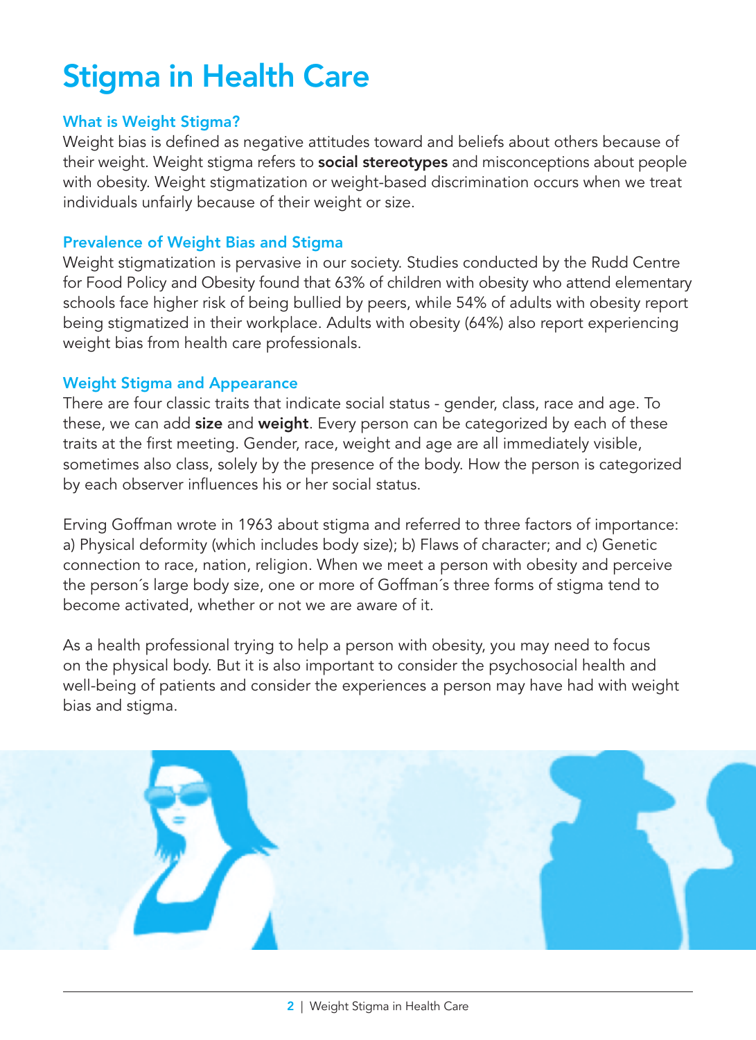# Stigma in Health Care

### What is Weight Stigma?

Weight bias is defined as negative attitudes toward and beliefs about others because of their weight. Weight stigma refers to **social stereotypes** and misconceptions about people with obesity. Weight stigmatization or weight-based discrimination occurs when we treat individuals unfairly because of their weight or size.

### Prevalence of Weight Bias and Stigma

Weight stigmatization is pervasive in our society. Studies conducted by the Rudd Centre for Food Policy and Obesity found that 63% of children with obesity who attend elementary schools face higher risk of being bullied by peers, while 54% of adults with obesity report being stigmatized in their workplace. Adults with obesity (64%) also report experiencing weight bias from health care professionals.

### Weight Stigma and Appearance

There are four classic traits that indicate social status - gender, class, race and age. To these, we can add **size** and **weight**. Every person can be categorized by each of these traits at the first meeting. Gender, race, weight and age are all immediately visible, sometimes also class, solely by the presence of the body. How the person is categorized by each observer influences his or her social status.

Erving Goffman wrote in 1963 about stigma and referred to three factors of importance: a) Physical deformity (which includes body size); b) Flaws of character; and c) Genetic connection to race, nation, religion. When we meet a person with obesity and perceive the person´s large body size, one or more of Goffman´s three forms of stigma tend to become activated, whether or not we are aware of it.

As a health professional trying to help a person with obesity, you may need to focus on the physical body. But it is also important to consider the psychosocial health and well-being of patients and consider the experiences a person may have had with weight bias and stigma.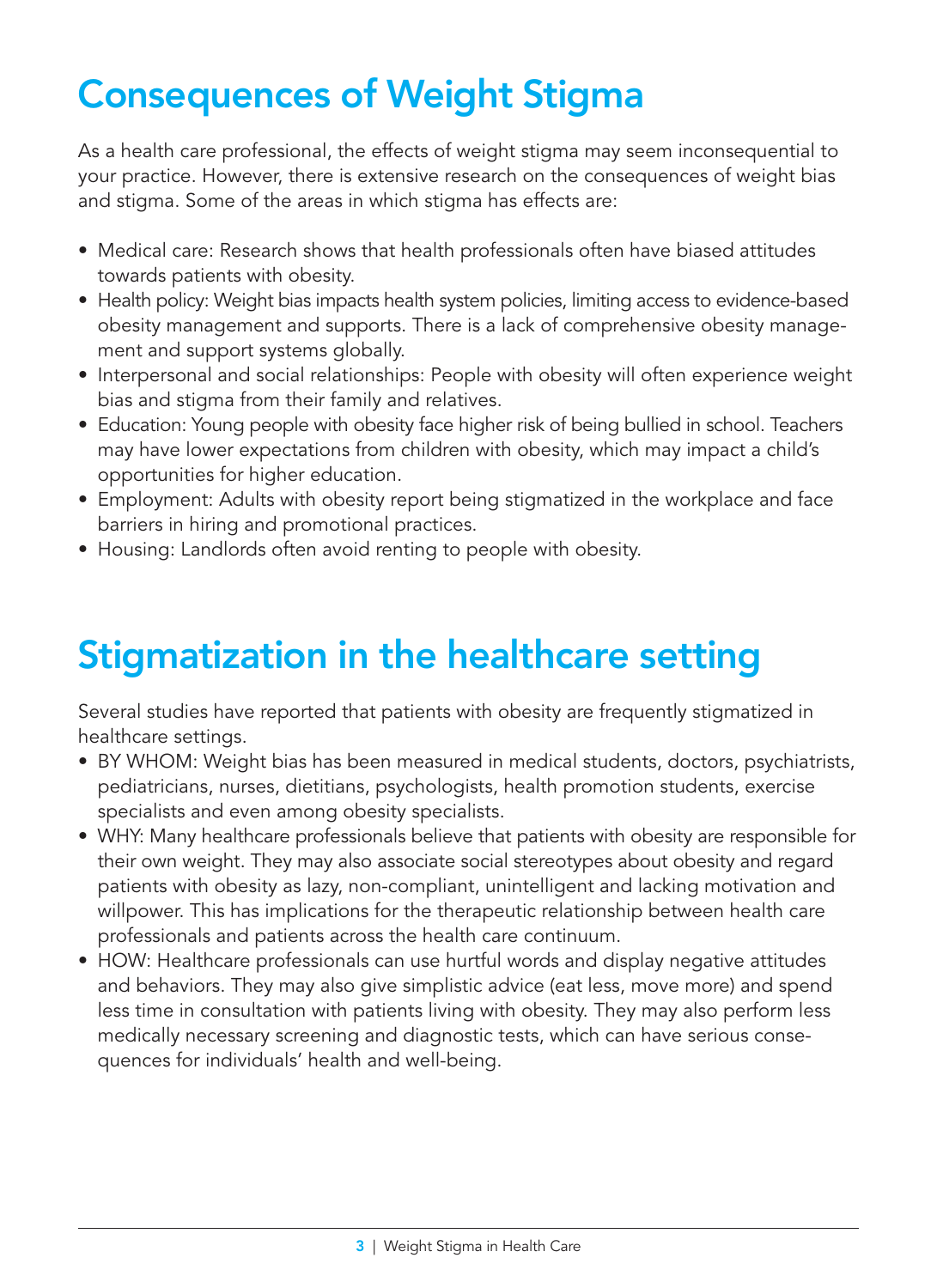# Consequences of Weight Stigma

As a health care professional, the effects of weight stigma may seem inconsequential to your practice. However, there is extensive research on the consequences of weight bias and stigma. Some of the areas in which stigma has effects are:

- Medical care: Research shows that health professionals often have biased attitudes towards patients with obesity.
- Health policy: Weight bias impacts health system policies, limiting access to evidence-based obesity management and supports. There is a lack of comprehensive obesity management and support systems globally.
- Interpersonal and social relationships: People with obesity will often experience weight bias and stigma from their family and relatives.
- Education: Young people with obesity face higher risk of being bullied in school. Teachers may have lower expectations from children with obesity, which may impact a child's opportunities for higher education.
- Employment: Adults with obesity report being stigmatized in the workplace and face barriers in hiring and promotional practices.
- Housing: Landlords often avoid renting to people with obesity.

# Stigmatization in the healthcare setting

Several studies have reported that patients with obesity are frequently stigmatized in healthcare settings.

- BY WHOM: Weight bias has been measured in medical students, doctors, psychiatrists, pediatricians, nurses, dietitians, psychologists, health promotion students, exercise specialists and even among obesity specialists.
- WHY: Many healthcare professionals believe that patients with obesity are responsible for their own weight. They may also associate social stereotypes about obesity and regard patients with obesity as lazy, non-compliant, unintelligent and lacking motivation and willpower. This has implications for the therapeutic relationship between health care professionals and patients across the health care continuum.
- HOW: Healthcare professionals can use hurtful words and display negative attitudes and behaviors. They may also give simplistic advice (eat less, move more) and spend less time in consultation with patients living with obesity. They may also perform less medically necessary screening and diagnostic tests, which can have serious consequences for individuals' health and well-being.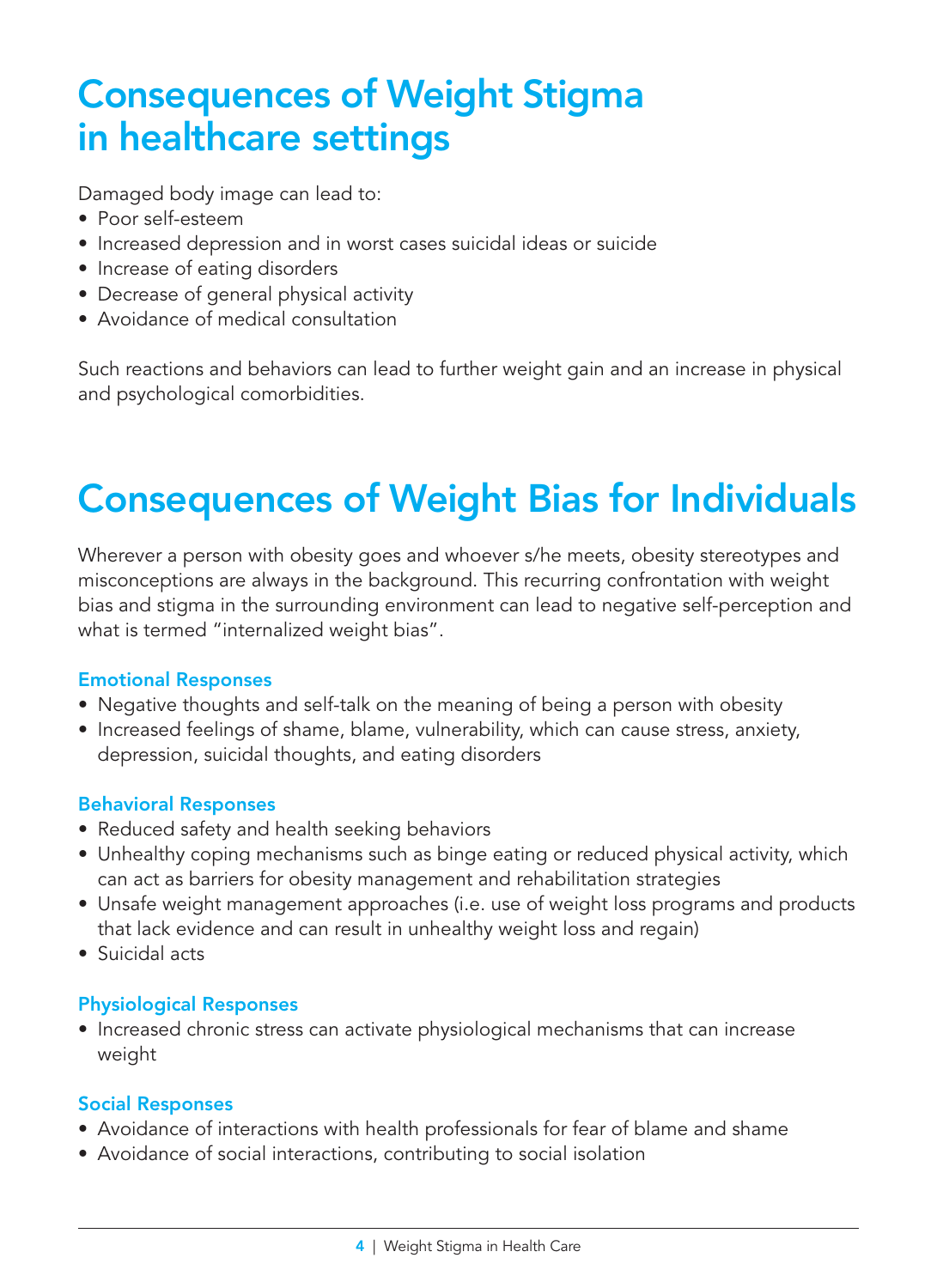# Consequences of Weight Stigma in healthcare settings

Damaged body image can lead to:

- Poor self-esteem
- Increased depression and in worst cases suicidal ideas or suicide
- Increase of eating disorders
- Decrease of general physical activity
- Avoidance of medical consultation

Such reactions and behaviors can lead to further weight gain and an increase in physical and psychological comorbidities.

# Consequences of Weight Bias for Individuals

Wherever a person with obesity goes and whoever s/he meets, obesity stereotypes and misconceptions are always in the background. This recurring confrontation with weight bias and stigma in the surrounding environment can lead to negative self-perception and what is termed "internalized weight bias".

### Emotional Responses

- Negative thoughts and self-talk on the meaning of being a person with obesity
- Increased feelings of shame, blame, vulnerability, which can cause stress, anxiety, depression, suicidal thoughts, and eating disorders

### Behavioral Responses

- Reduced safety and health seeking behaviors
- Unhealthy coping mechanisms such as binge eating or reduced physical activity, which can act as barriers for obesity management and rehabilitation strategies
- Unsafe weight management approaches (i.e. use of weight loss programs and products that lack evidence and can result in unhealthy weight loss and regain)
- Suicidal acts

### Physiological Responses

- Increased chronic stress can activate physiological mechanisms that can increase weight

### Social Responses

- Avoidance of interactions with health professionals for fear of blame and shame
- Avoidance of social interactions, contributing to social isolation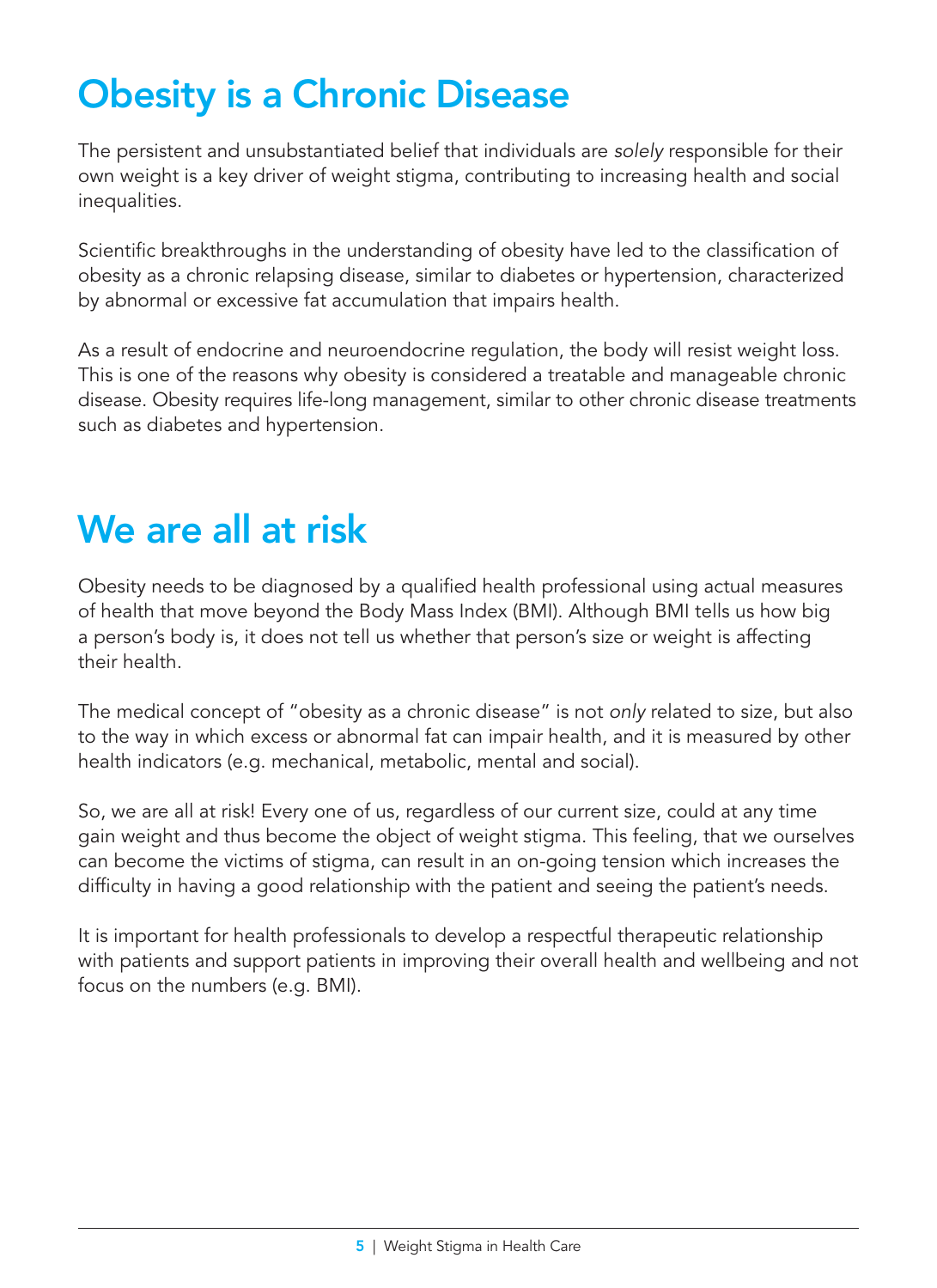# Obesity is a Chronic Disease

The persistent and unsubstantiated belief that individuals are *solely* responsible for their own weight is a key driver of weight stigma, contributing to increasing health and social inequalities.

Scientific breakthroughs in the understanding of obesity have led to the classification of obesity as a chronic relapsing disease, similar to diabetes or hypertension, characterized by abnormal or excessive fat accumulation that impairs health.

As a result of endocrine and neuroendocrine regulation, the body will resist weight loss. This is one of the reasons why obesity is considered a treatable and manageable chronic disease. Obesity requires life-long management, similar to other chronic disease treatments such as diabetes and hypertension.

# We are all at risk

Obesity needs to be diagnosed by a qualified health professional using actual measures of health that move beyond the Body Mass Index (BMI). Although BMI tells us how big a person's body is, it does not tell us whether that person's size or weight is affecting their health.

The medical concept of "obesity as a chronic disease" is not *only* related to size, but also to the way in which excess or abnormal fat can impair health, and it is measured by other health indicators (e.g. mechanical, metabolic, mental and social).

So, we are all at risk! Every one of us, regardless of our current size, could at any time gain weight and thus become the object of weight stigma. This feeling, that we ourselves can become the victims of stigma, can result in an on-going tension which increases the difficulty in having a good relationship with the patient and seeing the patient's needs.

It is important for health professionals to develop a respectful therapeutic relationship with patients and support patients in improving their overall health and wellbeing and not focus on the numbers (e.g. BMI).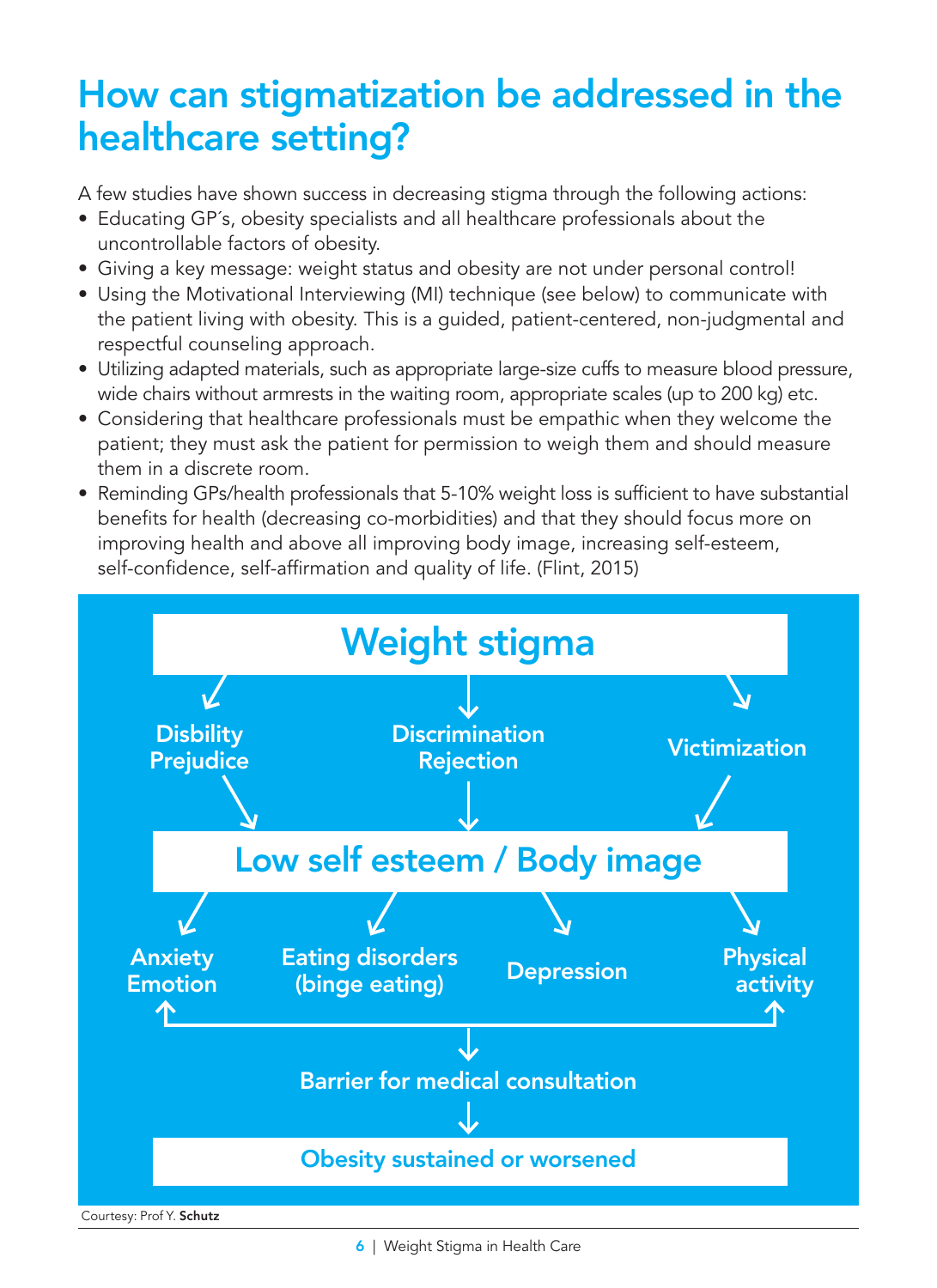# How can stigmatization be addressed in the healthcare setting?

A few studies have shown success in decreasing stigma through the following actions:

- Educating GP´s, obesity specialists and all healthcare professionals about the uncontrollable factors of obesity.
- Giving a key message: weight status and obesity are not under personal control!
- Using the Motivational Interviewing (MI) technique (see below) to communicate with the patient living with obesity. This is a guided, patient-centered, non-judgmental and respectful counseling approach.
- Utilizing adapted materials, such as appropriate large-size cuffs to measure blood pressure, wide chairs without armrests in the waiting room, appropriate scales (up to 200 kg) etc.
- Considering that healthcare professionals must be empathic when they welcome the patient; they must ask the patient for permission to weigh them and should measure them in a discrete room.
- Reminding GPs/health professionals that 5-10% weight loss is sufficient to have substantial benefits for health (decreasing co-morbidities) and that they should focus more on improving health and above all improving body image, increasing self-esteem, self-confidence, self-affirmation and quality of life. (Flint, 2015)

**Weight stigma**

↓

Disbility Prejudice | Discrimination Rejection | Victimization

↓

**Low self esteem / Body image**

↓

Anxiety Emotion | Eating disorders (binge eating) | Depression | Physical activity

↓

Barrier for medical consultation

↓

**Obesity sustained or worsened**

Courtesy: Prof Y. **Schutz**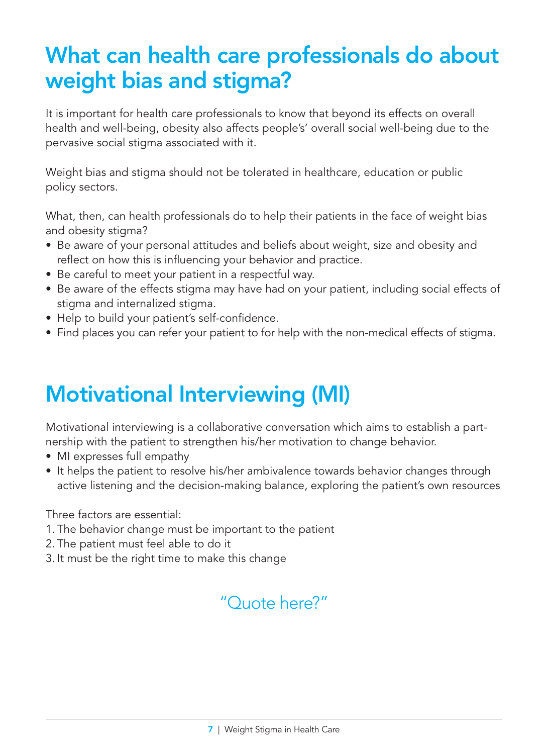# What can health care professionals do about weight bias and stigma?

It is important for health care professionals to know that beyond its effects on overall health and well-being, obesity also affects people's' overall social well-being due to the pervasive social stigma associated with it.

Weight bias and stigma should not be tolerated in healthcare, education or public policy sectors.

What, then, can health professionals do to help their patients in the face of weight bias and obesity stigma?

- Be aware of your personal attitudes and beliefs about weight, size and obesity and reflect on how this is influencing your behavior and practice.
- Be careful to meet your patient in a respectful way.
- Be aware of the effects stigma may have had on your patient, including social effects of stigma and internalized stigma.
- Help to build your patient's self-confidence.
- Find places you can refer your patient to for help with the non-medical effects of stigma.

# Motivational Interviewing (MI)

Motivational interviewing is a collaborative conversation which aims to establish a partnership with the patient to strengthen his/her motivation to change behavior.

- MI expresses full empathy
- It helps the patient to resolve his/her ambivalence towards behavior changes through active listening and the decision-making balance, exploring the patient's own resources

Three factors are essential:

1. The behavior change must be important to the patient
2. The patient must feel able to do it
3. It must be the right time to make this change

"Quote here?"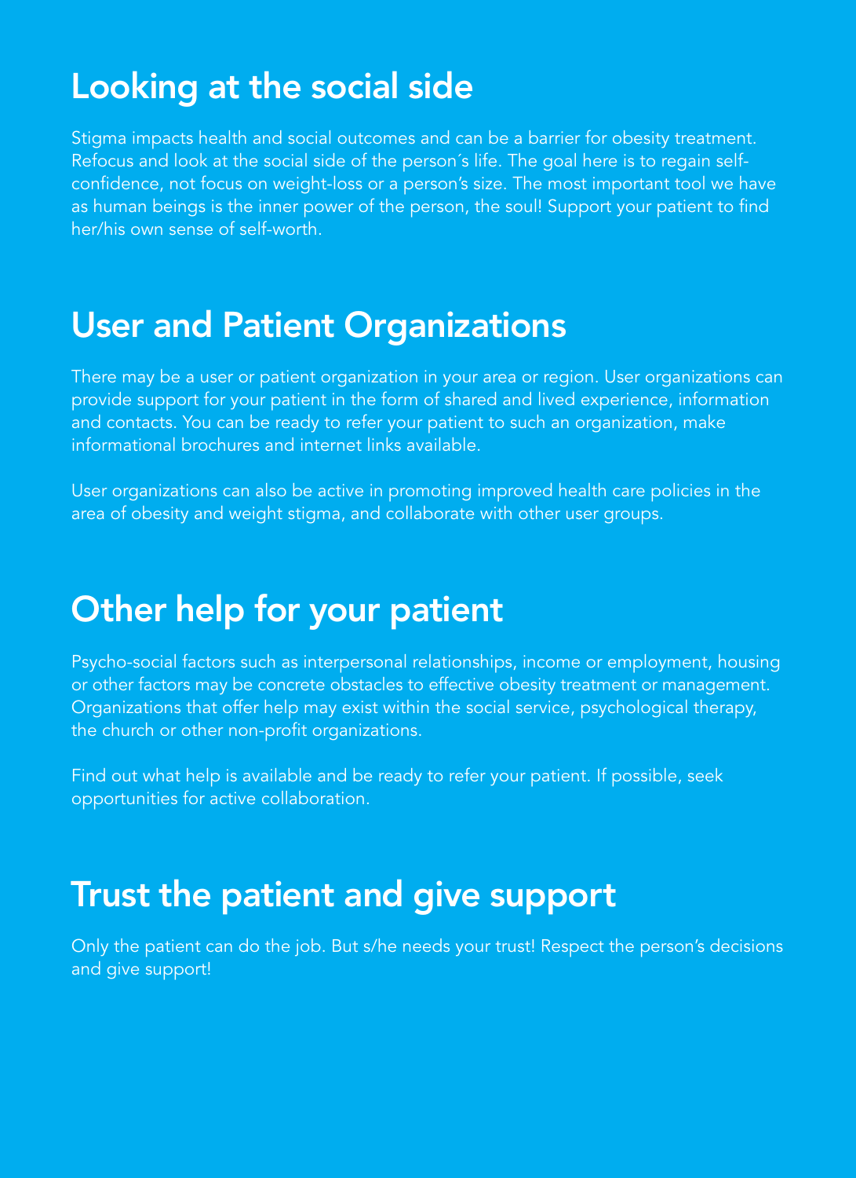## Looking at the social side

Stigma impacts health and social outcomes and can be a barrier for obesity treatment. Refocus and look at the social side of the person´s life. The goal here is to regain self-confidence, not focus on weight-loss or a person's size. The most important tool we have as human beings is the inner power of the person, the soul! Support your patient to find her/his own sense of self-worth.

## User and Patient Organizations

There may be a user or patient organization in your area or region. User organizations can provide support for your patient in the form of shared and lived experience, information and contacts. You can be ready to refer your patient to such an organization, make informational brochures and internet links available.

User organizations can also be active in promoting improved health care policies in the area of obesity and weight stigma, and collaborate with other user groups.

## Other help for your patient

Psycho-social factors such as interpersonal relationships, income or employment, housing or other factors may be concrete obstacles to effective obesity treatment or management. Organizations that offer help may exist within the social service, psychological therapy, the church or other non-profit organizations.

Find out what help is available and be ready to refer your patient. If possible, seek opportunities for active collaboration.

## Trust the patient and give support

Only the patient can do the job. But s/he needs your trust! Respect the person's decisions and give support!